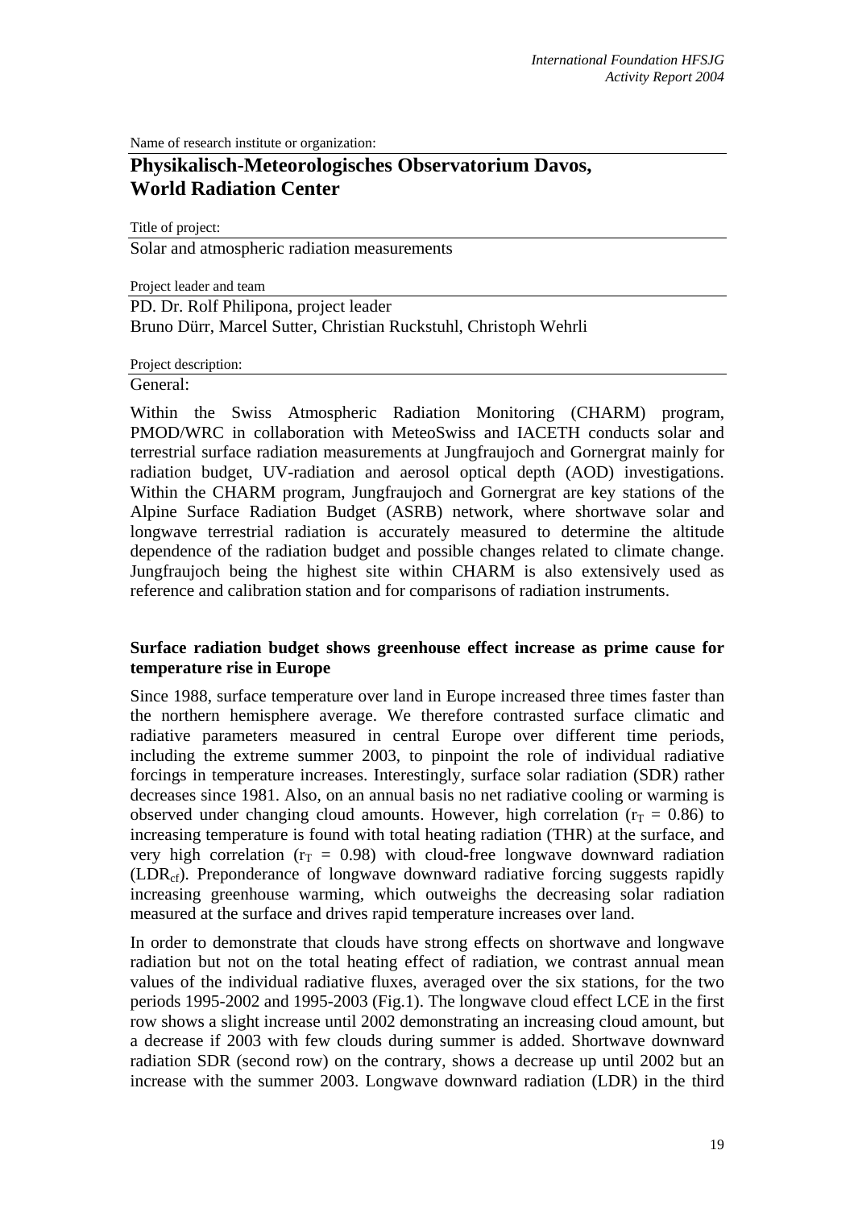Name of research institute or organization:

## Physikalisch-Meteorologisches Observatorium Davos, World Radiation Center

Title of project:

Solar and atmospheric radiation measurements

Project leader and team

PD. Dr. Rolf Philipona, project leader
Bruno Dürr, Marcel Sutter, Christian Ruckstuhl, Christoph Wehrli

Project description:

General:

Within the Swiss Atmospheric Radiation Monitoring (CHARM) program, PMOD/WRC in collaboration with MeteoSwiss and IACETH conducts solar and terrestrial surface radiation measurements at Jungfraujoch and Gornergrat mainly for radiation budget, UV-radiation and aerosol optical depth (AOD) investigations. Within the CHARM program, Jungfraujoch and Gornergrat are key stations of the Alpine Surface Radiation Budget (ASRB) network, where shortwave solar and longwave terrestrial radiation is accurately measured to determine the altitude dependence of the radiation budget and possible changes related to climate change. Jungfraujoch being the highest site within CHARM is also extensively used as reference and calibration station and for comparisons of radiation instruments.

### Surface radiation budget shows greenhouse effect increase as prime cause for temperature rise in Europe

Since 1988, surface temperature over land in Europe increased three times faster than the northern hemisphere average. We therefore contrasted surface climatic and radiative parameters measured in central Europe over different time periods, including the extreme summer 2003, to pinpoint the role of individual radiative forcings in temperature increases. Interestingly, surface solar radiation (SDR) rather decreases since 1981. Also, on an annual basis no net radiative cooling or warming is observed under changing cloud amounts. However, high correlation ($r_T = 0.86$) to increasing temperature is found with total heating radiation (THR) at the surface, and very high correlation ($r_T = 0.98$) with cloud-free longwave downward radiation ($LDR_{cf}$). Preponderance of longwave downward radiative forcing suggests rapidly increasing greenhouse warming, which outweighs the decreasing solar radiation measured at the surface and drives rapid temperature increases over land.

In order to demonstrate that clouds have strong effects on shortwave and longwave radiation but not on the total heating effect of radiation, we contrast annual mean values of the individual radiative fluxes, averaged over the six stations, for the two periods 1995-2002 and 1995-2003 (Fig.1). The longwave cloud effect LCE in the first row shows a slight increase until 2002 demonstrating an increasing cloud amount, but a decrease if 2003 with few clouds during summer is added. Shortwave downward radiation SDR (second row) on the contrary, shows a decrease up until 2002 but an increase with the summer 2003. Longwave downward radiation (LDR) in the third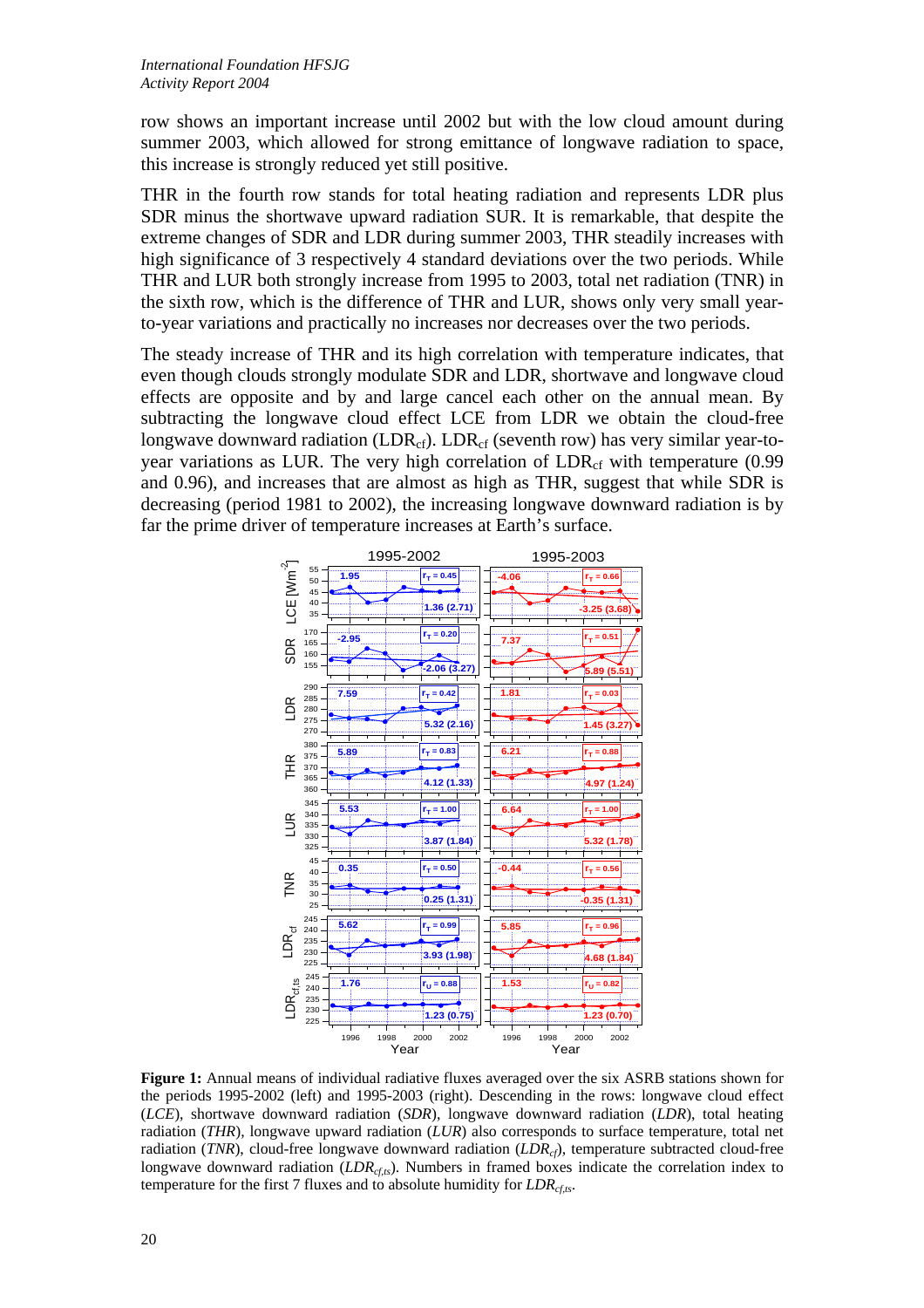row shows an important increase until 2002 but with the low cloud amount during summer 2003, which allowed for strong emittance of longwave radiation to space, this increase is strongly reduced yet still positive.

THR in the fourth row stands for total heating radiation and represents LDR plus SDR minus the shortwave upward radiation SUR. It is remarkable, that despite the extreme changes of SDR and LDR during summer 2003, THR steadily increases with high significance of 3 respectively 4 standard deviations over the two periods. While THR and LUR both strongly increase from 1995 to 2003, total net radiation (TNR) in the sixth row, which is the difference of THR and LUR, shows only very small year-to-year variations and practically no increases nor decreases over the two periods.

The steady increase of THR and its high correlation with temperature indicates, that even though clouds strongly modulate SDR and LDR, shortwave and longwave cloud effects are opposite and by and large cancel each other on the annual mean. By subtracting the longwave cloud effect LCE from LDR we obtain the cloud-free longwave downward radiation ($LDR_{cf}$). $LDR_{cf}$ (seventh row) has very similar year-to-year variations as LUR. The very high correlation of $LDR_{cf}$ with temperature (0.99 and 0.96), and increases that are almost as high as THR, suggest that while SDR is decreasing (period 1981 to 2002), the increasing longwave downward radiation is by far the prime driver of temperature increases at Earth's surface.

**Figure 1:** Annual means of individual radiative fluxes averaged over the six ASRB stations shown for the periods 1995-2002 (left) and 1995-2003 (right). Descending in the rows: longwave cloud effect (*LCE*), shortwave downward radiation (*SDR*), longwave downward radiation (*LDR*), total heating radiation (*THR*), longwave upward radiation (*LUR*) also corresponds to surface temperature, total net radiation (*TNR*), cloud-free longwave downward radiation (*$LDR_{cf}$*), temperature subtracted cloud-free longwave downward radiation (*$LDR_{cf,ts}$*). Numbers in framed boxes indicate the correlation index to temperature for the first 7 fluxes and to absolute humidity for *$LDR_{cf,ts}$*.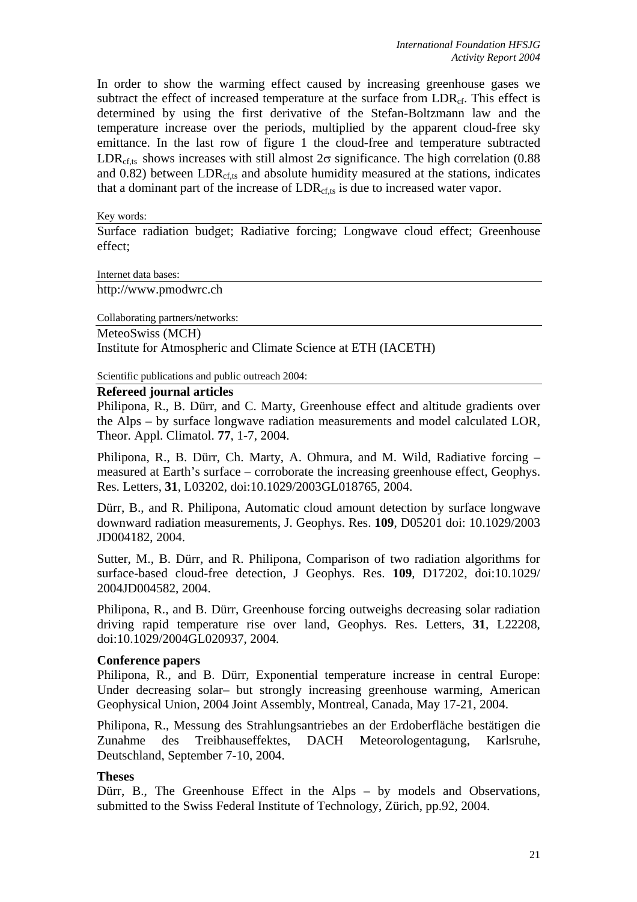In order to show the warming effect caused by increasing greenhouse gases we subtract the effect of increased temperature at the surface from $LDR_{cf}$. This effect is determined by using the first derivative of the Stefan-Boltzmann law and the temperature increase over the periods, multiplied by the apparent cloud-free sky emittance. In the last row of figure 1 the cloud-free and temperature subtracted $LDR_{cf,ts}$ shows increases with still almost $2\sigma$ significance. The high correlation (0.88 and 0.82) between $LDR_{cf,ts}$ and absolute humidity measured at the stations, indicates that a dominant part of the increase of $LDR_{cf,ts}$ is due to increased water vapor.

Key words:

Surface radiation budget; Radiative forcing; Longwave cloud effect; Greenhouse effect;

Internet data bases:

http://www.pmodwrc.ch

Collaborating partners/networks:

MeteoSwiss (MCH)
Institute for Atmospheric and Climate Science at ETH (IACETH)

Scientific publications and public outreach 2004:

**Refereed journal articles**

Philipona, R., B. Dürr, and C. Marty, Greenhouse effect and altitude gradients over the Alps – by surface longwave radiation measurements and model calculated LOR, Theor. Appl. Climatol. **77**, 1-7, 2004.

Philipona, R., B. Dürr, Ch. Marty, A. Ohmura, and M. Wild, Radiative forcing – measured at Earth's surface – corroborate the increasing greenhouse effect, Geophys. Res. Letters, **31**, L03202, doi:10.1029/2003GL018765, 2004.

Dürr, B., and R. Philipona, Automatic cloud amount detection by surface longwave downward radiation measurements, J. Geophys. Res. **109**, D05201 doi: 10.1029/2003 JD004182, 2004.

Sutter, M., B. Dürr, and R. Philipona, Comparison of two radiation algorithms for surface-based cloud-free detection, J Geophys. Res. **109**, D17202, doi:10.1029/ 2004JD004582, 2004.

Philipona, R., and B. Dürr, Greenhouse forcing outweighs decreasing solar radiation driving rapid temperature rise over land, Geophys. Res. Letters, **31**, L22208, doi:10.1029/2004GL020937, 2004.

**Conference papers**

Philipona, R., and B. Dürr, Exponential temperature increase in central Europe: Under decreasing solar– but strongly increasing greenhouse warming, American Geophysical Union, 2004 Joint Assembly, Montreal, Canada, May 17-21, 2004.

Philipona, R., Messung des Strahlungsantriebes an der Erdoberfläche bestätigen die Zunahme des Treibhauseffektes, DACH Meteorologentagung, Karlsruhe, Deutschland, September 7-10, 2004.

**Theses**

Dürr, B., The Greenhouse Effect in the Alps – by models and Observations, submitted to the Swiss Federal Institute of Technology, Zürich, pp.92, 2004.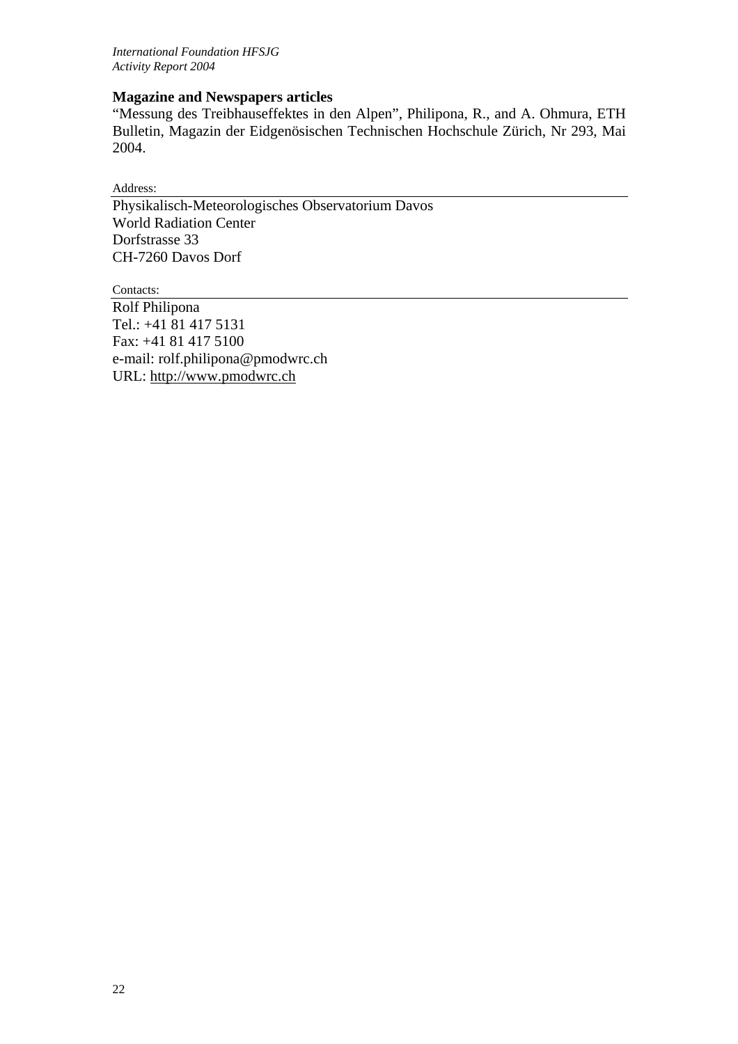### Magazine and Newspapers articles

"Messung des Treibhauseffektes in den Alpen", Philipona, R., and A. Ohmura, ETH Bulletin, Magazin der Eidgenösischen Technischen Hochschule Zürich, Nr 293, Mai 2004.

Address:

Physikalisch-Meteorologisches Observatorium Davos
World Radiation Center
Dorfstrasse 33
CH-7260 Davos Dorf

Contacts:

Rolf Philipona
Tel.: +41 81 417 5131
Fax: +41 81 417 5100
e-mail: rolf.philipona@pmodwrc.ch
URL: http://www.pmodwrc.ch